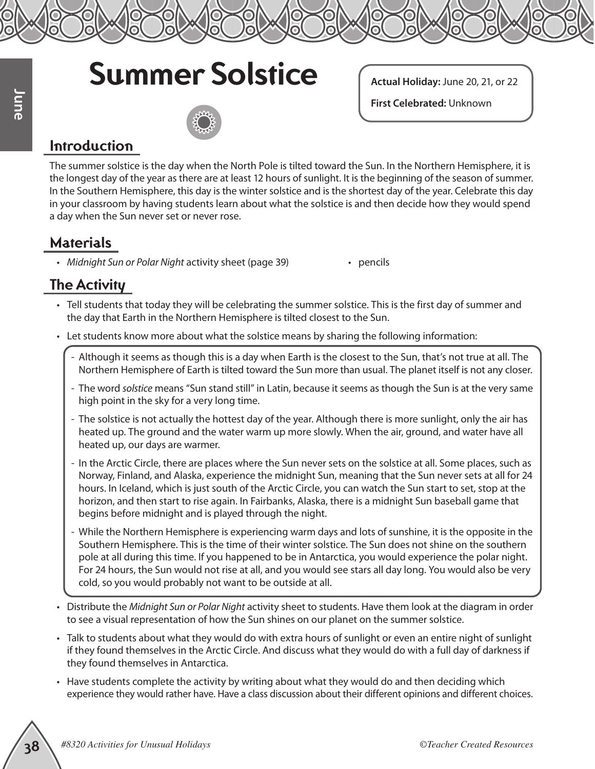# Summer Solstice

**Actual Holiday:** June 20, 21, or 22

**First Celebrated:** Unknown

## Introduction

The summer solstice is the day when the North Pole is tilted toward the Sun. In the Northern Hemisphere, it is the longest day of the year as there are at least 12 hours of sunlight. It is the beginning of the season of summer. In the Southern Hemisphere, this day is the winter solstice and is the shortest day of the year. Celebrate this day in your classroom by having students learn about what the solstice is and then decide how they would spend a day when the Sun never set or never rose.

## Materials

- *Midnight Sun or Polar Night* activity sheet (page 39)
- pencils

## The Activity

- Tell students that today they will be celebrating the summer solstice. This is the first day of summer and the day that Earth in the Northern Hemisphere is tilted closest to the Sun.
- Let students know more about what the solstice means by sharing the following information:
  - Although it seems as though this is a day when Earth is the closest to the Sun, that's not true at all. The Northern Hemisphere of Earth is tilted toward the Sun more than usual. The planet itself is not any closer.
  - The word *solstice* means "Sun stand still" in Latin, because it seems as though the Sun is at the very same high point in the sky for a very long time.
  - The solstice is not actually the hottest day of the year. Although there is more sunlight, only the air has heated up. The ground and the water warm up more slowly. When the air, ground, and water have all heated up, our days are warmer.
  - In the Arctic Circle, there are places where the Sun never sets on the solstice at all. Some places, such as Norway, Finland, and Alaska, experience the midnight Sun, meaning that the Sun never sets at all for 24 hours. In Iceland, which is just south of the Arctic Circle, you can watch the Sun start to set, stop at the horizon, and then start to rise again. In Fairbanks, Alaska, there is a midnight Sun baseball game that begins before midnight and is played through the night.
  - While the Northern Hemisphere is experiencing warm days and lots of sunshine, it is the opposite in the Southern Hemisphere. This is the time of their winter solstice. The Sun does not shine on the southern pole at all during this time. If you happened to be in Antarctica, you would experience the polar night. For 24 hours, the Sun would not rise at all, and you would see stars all day long. You would also be very cold, so you would probably not want to be outside at all.
- Distribute the *Midnight Sun or Polar Night* activity sheet to students. Have them look at the diagram in order to see a visual representation of how the Sun shines on our planet on the summer solstice.
- Talk to students about what they would do with extra hours of sunlight or even an entire night of sunlight if they found themselves in the Arctic Circle. And discuss what they would do with a full day of darkness if they found themselves in Antarctica.
- Have students complete the activity by writing about what they would do and then deciding which experience they would rather have. Have a class discussion about their different opinions and different choices.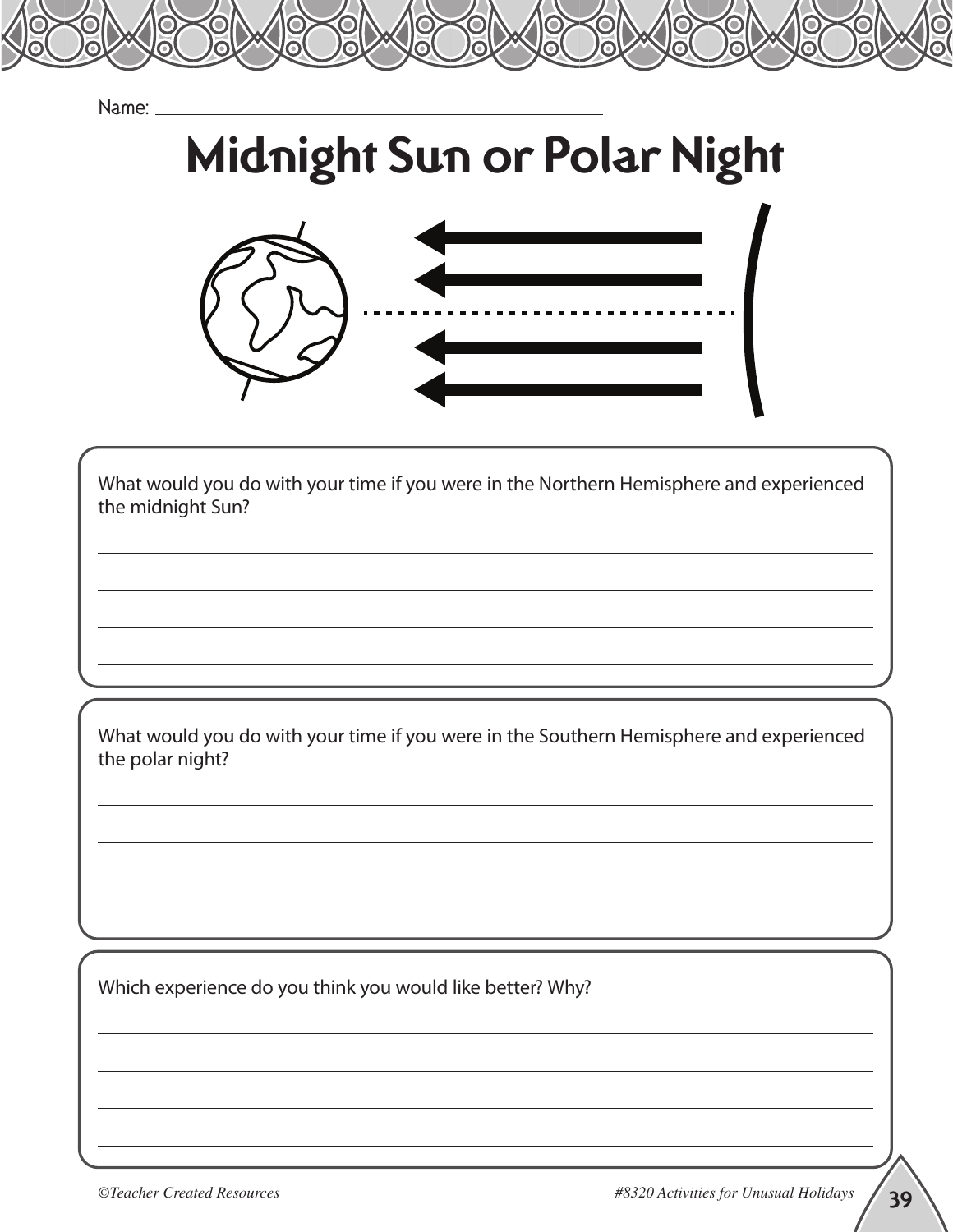Name: ______________________________

# Midnight Sun or Polar Night

What would you do with your time if you were in the Northern Hemisphere and experienced the midnight Sun?

______________________________________________________________________

______________________________________________________________________

______________________________________________________________________

______________________________________________________________________

What would you do with your time if you were in the Southern Hemisphere and experienced the polar night?

______________________________________________________________________

______________________________________________________________________

______________________________________________________________________

______________________________________________________________________

Which experience do you think you would like better? Why?

______________________________________________________________________

______________________________________________________________________

______________________________________________________________________

______________________________________________________________________